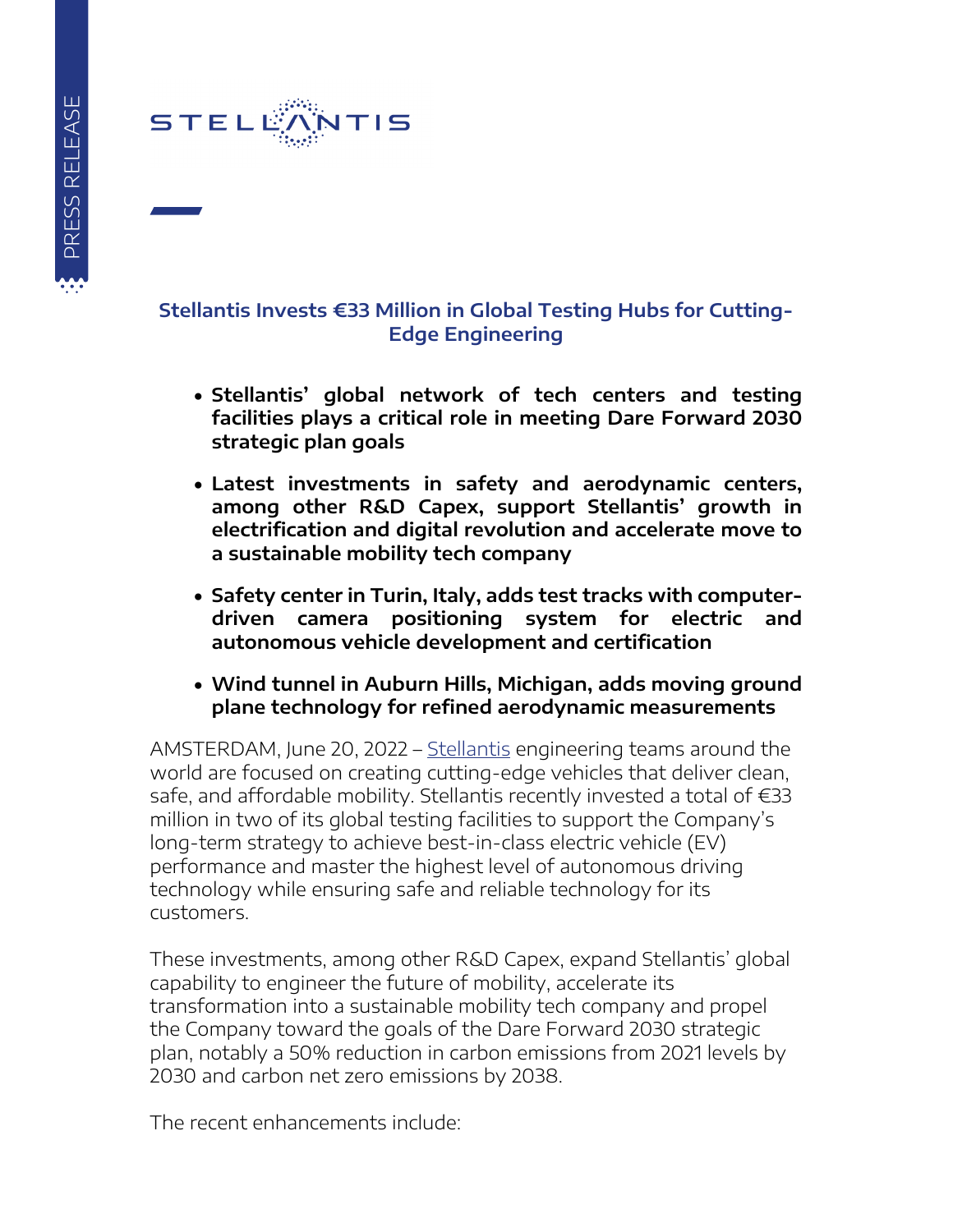# Stellantis Invests €33 Million in Global Testing Hubs for Cutting-Edge Engineering

- **Stellantis' global network of tech centers and testing facilities plays a critical role in meeting Dare Forward 2030 strategic plan goals**
- **Latest investments in safety and aerodynamic centers, among other R&D Capex, support Stellantis' growth in electrification and digital revolution and accelerate move to a sustainable mobility tech company**
- **Safety center in Turin, Italy, adds test tracks with computer-driven camera positioning system for electric and autonomous vehicle development and certification**
- **Wind tunnel in Auburn Hills, Michigan, adds moving ground plane technology for refined aerodynamic measurements**

AMSTERDAM, June 20, 2022 – Stellantis engineering teams around the world are focused on creating cutting-edge vehicles that deliver clean, safe, and affordable mobility. Stellantis recently invested a total of €33 million in two of its global testing facilities to support the Company's long-term strategy to achieve best-in-class electric vehicle (EV) performance and master the highest level of autonomous driving technology while ensuring safe and reliable technology for its customers.

These investments, among other R&D Capex, expand Stellantis' global capability to engineer the future of mobility, accelerate its transformation into a sustainable mobility tech company and propel the Company toward the goals of the Dare Forward 2030 strategic plan, notably a 50% reduction in carbon emissions from 2021 levels by 2030 and carbon net zero emissions by 2038.

The recent enhancements include: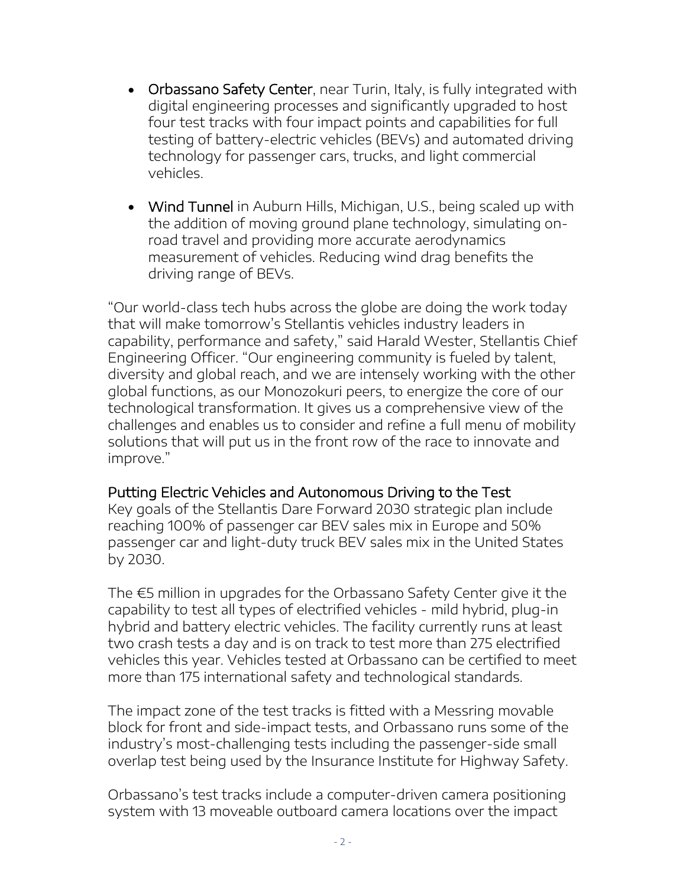- **Orbassano Safety Center**, near Turin, Italy, is fully integrated with digital engineering processes and significantly upgraded to host four test tracks with four impact points and capabilities for full testing of battery-electric vehicles (BEVs) and automated driving technology for passenger cars, trucks, and light commercial vehicles.

- **Wind Tunnel** in Auburn Hills, Michigan, U.S., being scaled up with the addition of moving ground plane technology, simulating on-road travel and providing more accurate aerodynamics measurement of vehicles. Reducing wind drag benefits the driving range of BEVs.

"Our world-class tech hubs across the globe are doing the work today that will make tomorrow's Stellantis vehicles industry leaders in capability, performance and safety," said Harald Wester, Stellantis Chief Engineering Officer. "Our engineering community is fueled by talent, diversity and global reach, and we are intensely working with the other global functions, as our Monozokuri peers, to energize the core of our technological transformation. It gives us a comprehensive view of the challenges and enables us to consider and refine a full menu of mobility solutions that will put us in the front row of the race to innovate and improve."

## Putting Electric Vehicles and Autonomous Driving to the Test

Key goals of the Stellantis Dare Forward 2030 strategic plan include reaching 100% of passenger car BEV sales mix in Europe and 50% passenger car and light-duty truck BEV sales mix in the United States by 2030.

The €5 million in upgrades for the Orbassano Safety Center give it the capability to test all types of electrified vehicles - mild hybrid, plug-in hybrid and battery electric vehicles. The facility currently runs at least two crash tests a day and is on track to test more than 275 electrified vehicles this year. Vehicles tested at Orbassano can be certified to meet more than 175 international safety and technological standards.

The impact zone of the test tracks is fitted with a Messring movable block for front and side-impact tests, and Orbassano runs some of the industry's most-challenging tests including the passenger-side small overlap test being used by the Insurance Institute for Highway Safety.

Orbassano's test tracks include a computer-driven camera positioning system with 13 moveable outboard camera locations over the impact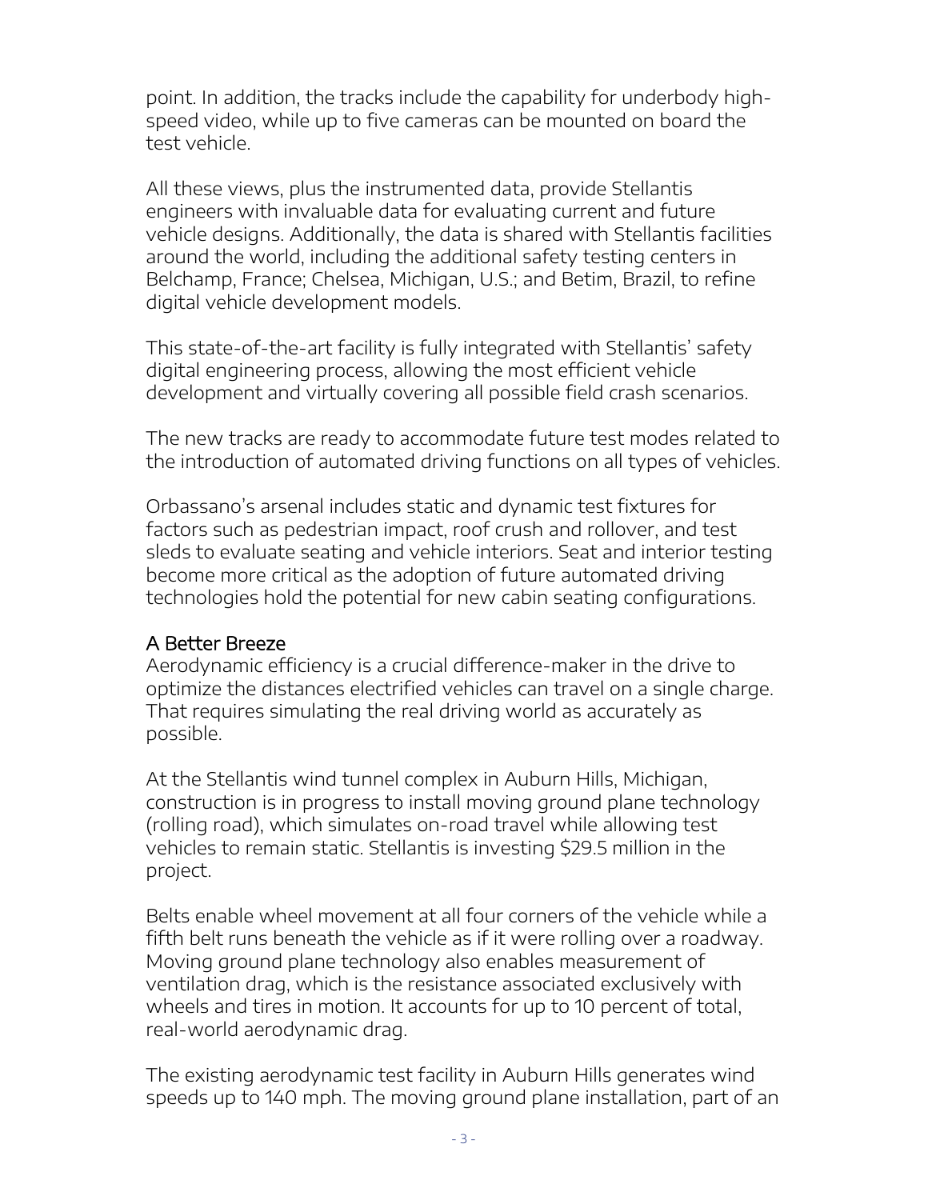point. In addition, the tracks include the capability for underbody high-speed video, while up to five cameras can be mounted on board the test vehicle.

All these views, plus the instrumented data, provide Stellantis engineers with invaluable data for evaluating current and future vehicle designs. Additionally, the data is shared with Stellantis facilities around the world, including the additional safety testing centers in Belchamp, France; Chelsea, Michigan, U.S.; and Betim, Brazil, to refine digital vehicle development models.

This state-of-the-art facility is fully integrated with Stellantis' safety digital engineering process, allowing the most efficient vehicle development and virtually covering all possible field crash scenarios.

The new tracks are ready to accommodate future test modes related to the introduction of automated driving functions on all types of vehicles.

Orbassano's arsenal includes static and dynamic test fixtures for factors such as pedestrian impact, roof crush and rollover, and test sleds to evaluate seating and vehicle interiors. Seat and interior testing become more critical as the adoption of future automated driving technologies hold the potential for new cabin seating configurations.

## A Better Breeze

Aerodynamic efficiency is a crucial difference-maker in the drive to optimize the distances electrified vehicles can travel on a single charge. That requires simulating the real driving world as accurately as possible.

At the Stellantis wind tunnel complex in Auburn Hills, Michigan, construction is in progress to install moving ground plane technology (rolling road), which simulates on-road travel while allowing test vehicles to remain static. Stellantis is investing $29.5 million in the project.

Belts enable wheel movement at all four corners of the vehicle while a fifth belt runs beneath the vehicle as if it were rolling over a roadway. Moving ground plane technology also enables measurement of ventilation drag, which is the resistance associated exclusively with wheels and tires in motion. It accounts for up to 10 percent of total, real-world aerodynamic drag.

The existing aerodynamic test facility in Auburn Hills generates wind speeds up to 140 mph. The moving ground plane installation, part of an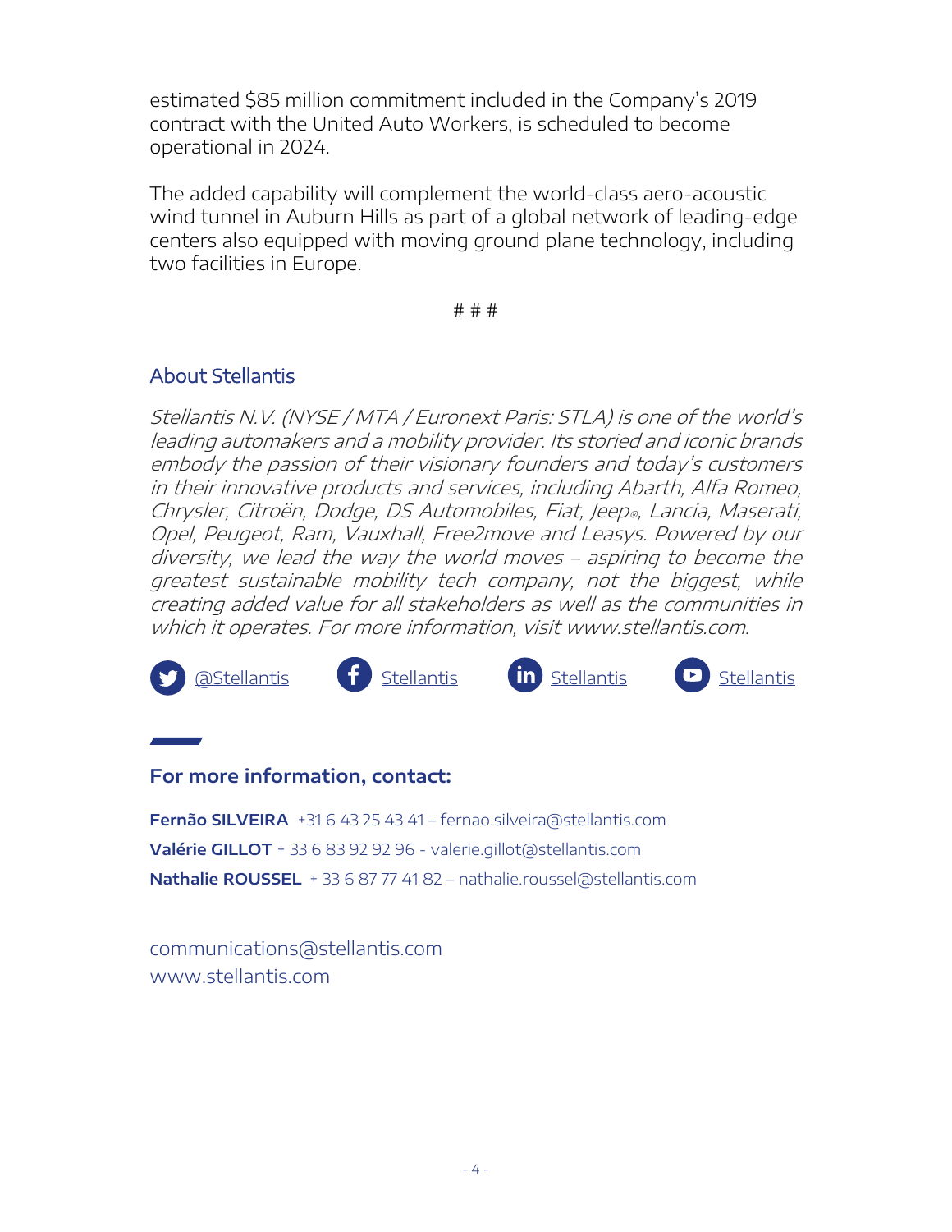estimated $85 million commitment included in the Company's 2019 contract with the United Auto Workers, is scheduled to become operational in 2024.

The added capability will complement the world-class aero-acoustic wind tunnel in Auburn Hills as part of a global network of leading-edge centers also equipped with moving ground plane technology, including two facilities in Europe.

# # #

## About Stellantis

*Stellantis N.V. (NYSE / MTA / Euronext Paris: STLA) is one of the world's leading automakers and a mobility provider. Its storied and iconic brands embody the passion of their visionary founders and today's customers in their innovative products and services, including Abarth, Alfa Romeo, Chrysler, Citroën, Dodge, DS Automobiles, Fiat, Jeep®, Lancia, Maserati, Opel, Peugeot, Ram, Vauxhall, Free2move and Leasys. Powered by our diversity, we lead the way the world moves – aspiring to become the greatest sustainable mobility tech company, not the biggest, while creating added value for all stakeholders as well as the communities in which it operates. For more information, visit www.stellantis.com.*

@Stellantis Stellantis Stellantis Stellantis

### For more information, contact:

**Fernão SILVEIRA** +31 6 43 25 43 41 – fernao.silveira@stellantis.com
**Valérie GILLOT** + 33 6 83 92 92 96 - valerie.gillot@stellantis.com
**Nathalie ROUSSEL** + 33 6 87 77 41 82 – nathalie.roussel@stellantis.com

communications@stellantis.com
www.stellantis.com